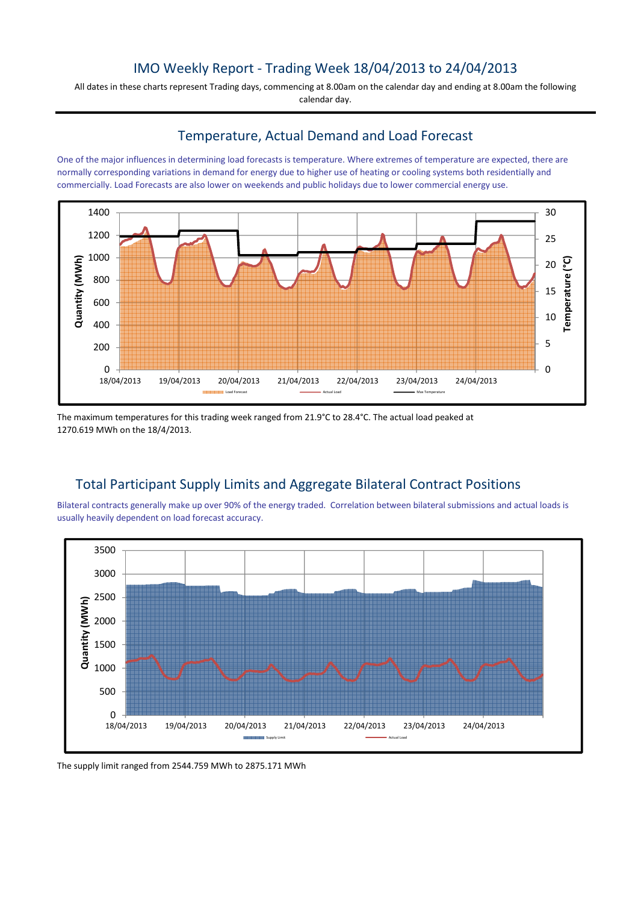# IMO Weekly Report - Trading Week 18/04/2013 to 24/04/2013

All dates in these charts represent Trading days, commencing at 8.00am on the calendar day and ending at 8.00am the following calendar day.

## Temperature, Actual Demand and Load Forecast

One of the major influences in determining load forecasts is temperature. Where extremes of temperature are expected, there are normally corresponding variations in demand for energy due to higher use of heating or cooling systems both residentially and commercially. Load Forecasts are also lower on weekends and public holidays due to lower commercial energy use.

The maximum temperatures for this trading week ranged from 21.9°C to 28.4°C. The actual load peaked at 1270.619 MWh on the 18/4/2013.

## Total Participant Supply Limits and Aggregate Bilateral Contract Positions

Bilateral contracts generally make up over 90% of the energy traded. Correlation between bilateral submissions and actual loads is usually heavily dependent on load forecast accuracy.

The supply limit ranged from 2544.759 MWh to 2875.171 MWh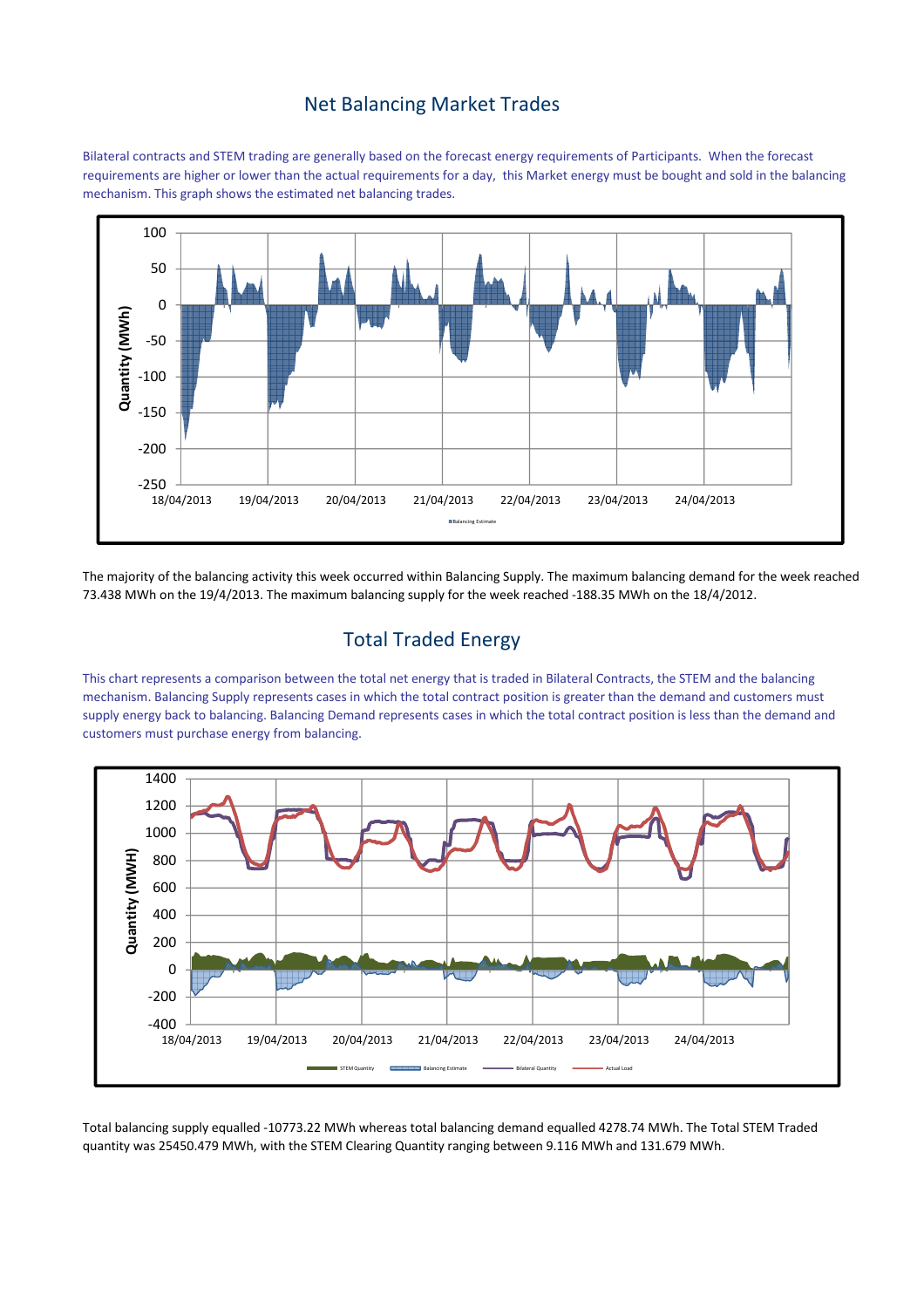## Net Balancing Market Trades

Bilateral contracts and STEM trading are generally based on the forecast energy requirements of Participants. When the forecast requirements are higher or lower than the actual requirements for a day, this Market energy must be bought and sold in the balancing mechanism. This graph shows the estimated net balancing trades.

The majority of the balancing activity this week occurred within Balancing Supply. The maximum balancing demand for the week reached 73.438 MWh on the 19/4/2013. The maximum balancing supply for the week reached -188.35 MWh on the 18/4/2012.

## Total Traded Energy

This chart represents a comparison between the total net energy that is traded in Bilateral Contracts, the STEM and the balancing mechanism. Balancing Supply represents cases in which the total contract position is greater than the demand and customers must supply energy back to balancing. Balancing Demand represents cases in which the total contract position is less than the demand and customers must purchase energy from balancing.

Total balancing supply equalled -10773.22 MWh whereas total balancing demand equalled 4278.74 MWh. The Total STEM Traded quantity was 25450.479 MWh, with the STEM Clearing Quantity ranging between 9.116 MWh and 131.679 MWh.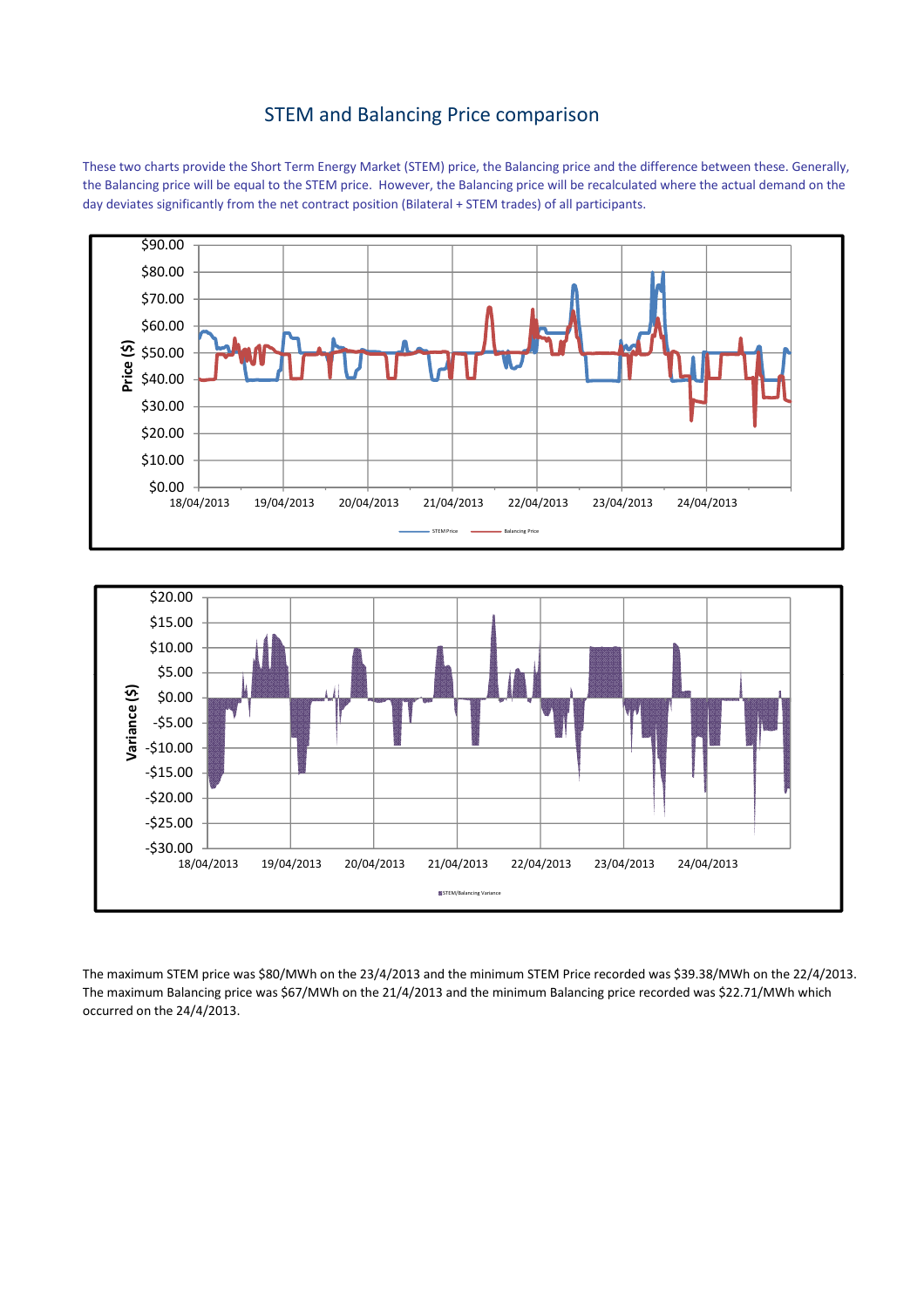## STEM and Balancing Price comparison

These two charts provide the Short Term Energy Market (STEM) price, the Balancing price and the difference between these. Generally, the Balancing price will be equal to the STEM price. However, the Balancing price will be recalculated where the actual demand on the day deviates significantly from the net contract position (Bilateral + STEM trades) of all participants.

Price ($)

$90.00
$80.00
$70.00
$60.00
$50.00
$40.00
$30.00
$20.00
$10.00
$0.00

18/04/2013 19/04/2013 20/04/2013 21/04/2013 22/04/2013 23/04/2013 24/04/2013

STEM Price Balancing Price

Variance ($)

$20.00
$15.00
$10.00
$5.00
$0.00
-$5.00
-$10.00
-$15.00
-$20.00
-$25.00
-$30.00

18/04/2013 19/04/2013 20/04/2013 21/04/2013 22/04/2013 23/04/2013 24/04/2013

STEM/Balancing Variance

The maximum STEM price was $80/MWh on the 23/4/2013 and the minimum STEM Price recorded was $39.38/MWh on the 22/4/2013. The maximum Balancing price was $67/MWh on the 21/4/2013 and the minimum Balancing price recorded was $22.71/MWh which occurred on the 24/4/2013.